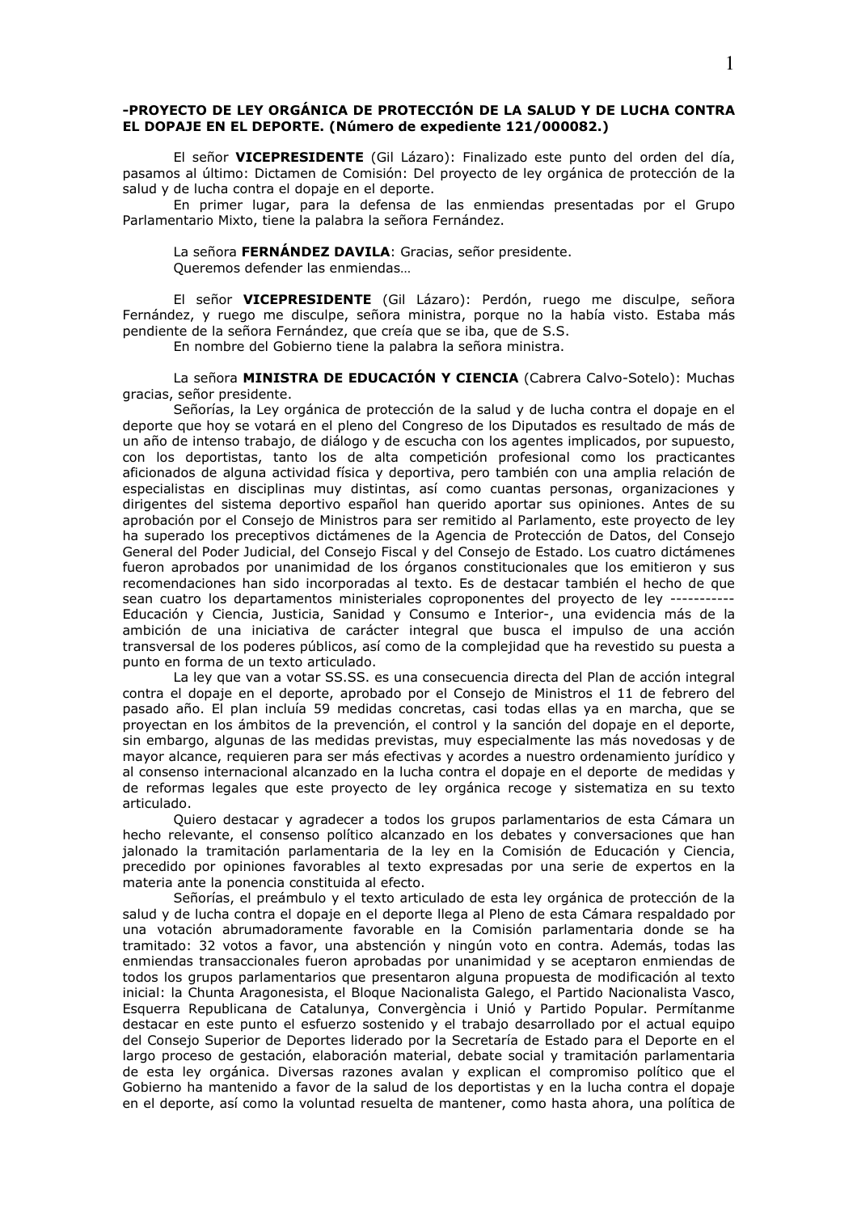**-PROYECTO DE LEY ORGÁNICA DE PROTECCIÓN DE LA SALUD Y DE LUCHA CONTRA EL DOPAJE EN EL DEPORTE. (Número de expediente 121/000082.)**

El señor **VICEPRESIDENTE** (Gil Lázaro): Finalizado este punto del orden del día, pasamos al último: Dictamen de Comisión: Del proyecto de ley orgánica de protección de la salud y de lucha contra el dopaje en el deporte.

En primer lugar, para la defensa de las enmiendas presentadas por el Grupo Parlamentario Mixto, tiene la palabra la señora Fernández.

La señora **FERNÁNDEZ DAVILA**: Gracias, señor presidente.

Queremos defender las enmiendas…

El señor **VICEPRESIDENTE** (Gil Lázaro): Perdón, ruego me disculpe, señora Fernández, y ruego me disculpe, señora ministra, porque no la había visto. Estaba más pendiente de la señora Fernández, que creía que se iba, que de S.S.

En nombre del Gobierno tiene la palabra la señora ministra.

La señora **MINISTRA DE EDUCACIÓN Y CIENCIA** (Cabrera Calvo-Sotelo): Muchas gracias, señor presidente.

Señorías, la Ley orgánica de protección de la salud y de lucha contra el dopaje en el deporte que hoy se votará en el pleno del Congreso de los Diputados es resultado de más de un año de intenso trabajo, de diálogo y de escucha con los agentes implicados, por supuesto, con los deportistas, tanto los de alta competición profesional como los practicantes aficionados de alguna actividad física y deportiva, pero también con una amplia relación de especialistas en disciplinas muy distintas, así como cuantas personas, organizaciones y dirigentes del sistema deportivo español han querido aportar sus opiniones. Antes de su aprobación por el Consejo de Ministros para ser remitido al Parlamento, este proyecto de ley ha superado los preceptivos dictámenes de la Agencia de Protección de Datos, del Consejo General del Poder Judicial, del Consejo Fiscal y del Consejo de Estado. Los cuatro dictámenes fueron aprobados por unanimidad de los órganos constitucionales que los emitieron y sus recomendaciones han sido incorporadas al texto. Es de destacar también el hecho de que sean cuatro los departamentos ministeriales coproponentes del proyecto de ley ----------Educación y Ciencia, Justicia, Sanidad y Consumo e Interior-, una evidencia más de la ambición de una iniciativa de carácter integral que busca el impulso de una acción transversal de los poderes públicos, así como de la complejidad que ha revestido su puesta a punto en forma de un texto articulado.

La ley que van a votar SS.SS. es una consecuencia directa del Plan de acción integral contra el dopaje en el deporte, aprobado por el Consejo de Ministros el 11 de febrero del pasado año. El plan incluía 59 medidas concretas, casi todas ellas ya en marcha, que se proyectan en los ámbitos de la prevención, el control y la sanción del dopaje en el deporte, sin embargo, algunas de las medidas previstas, muy especialmente las más novedosas y de mayor alcance, requieren para ser más efectivas y acordes a nuestro ordenamiento jurídico y al consenso internacional alcanzado en la lucha contra el dopaje en el deporte de medidas y de reformas legales que este proyecto de ley orgánica recoge y sistematiza en su texto articulado.

Quiero destacar y agradecer a todos los grupos parlamentarios de esta Cámara un hecho relevante, el consenso político alcanzado en los debates y conversaciones que han jalonado la tramitación parlamentaria de la ley en la Comisión de Educación y Ciencia, precedido por opiniones favorables al texto expresadas por una serie de expertos en la materia ante la ponencia constituida al efecto.

Señorías, el preámbulo y el texto articulado de esta ley orgánica de protección de la salud y de lucha contra el dopaje en el deporte llega al Pleno de esta Cámara respaldado por una votación abrumadoramente favorable en la Comisión parlamentaria donde se ha tramitado: 32 votos a favor, una abstención y ningún voto en contra. Además, todas las enmiendas transaccionales fueron aprobadas por unanimidad y se aceptaron enmiendas de todos los grupos parlamentarios que presentaron alguna propuesta de modificación al texto inicial: la Chunta Aragonesista, el Bloque Nacionalista Galego, el Partido Nacionalista Vasco, Esquerra Republicana de Catalunya, Convergència i Unió y Partido Popular. Permítanme destacar en este punto el esfuerzo sostenido y el trabajo desarrollado por el actual equipo del Consejo Superior de Deportes liderado por la Secretaría de Estado para el Deporte en el largo proceso de gestación, elaboración material, debate social y tramitación parlamentaria de esta ley orgánica. Diversas razones avalan y explican el compromiso político que el Gobierno ha mantenido a favor de la salud de los deportistas y en la lucha contra el dopaje en el deporte, así como la voluntad resuelta de mantener, como hasta ahora, una política de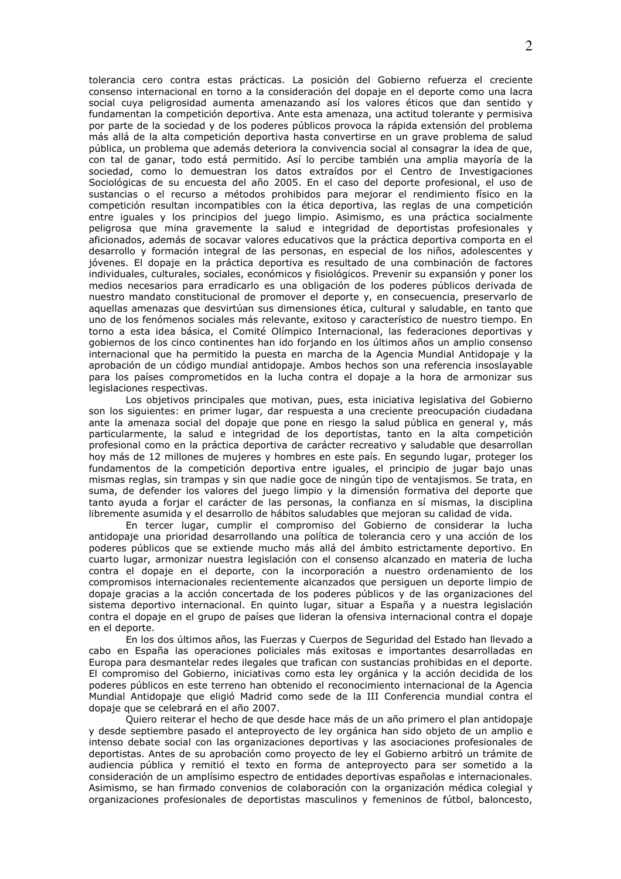tolerancia cero contra estas prácticas. La posición del Gobierno refuerza el creciente consenso internacional en torno a la consideración del dopaje en el deporte como una lacra social cuya peligrosidad aumenta amenazando así los valores éticos que dan sentido y fundamentan la competición deportiva. Ante esta amenaza, una actitud tolerante y permisiva por parte de la sociedad y de los poderes públicos provoca la rápida extensión del problema más allá de la alta competición deportiva hasta convertirse en un grave problema de salud pública, un problema que además deteriora la convivencia social al consagrar la idea de que, con tal de ganar, todo está permitido. Así lo percibe también una amplia mayoría de la sociedad, como lo demuestran los datos extraídos por el Centro de Investigaciones Sociológicas de su encuesta del año 2005. En el caso del deporte profesional, el uso de sustancias o el recurso a métodos prohibidos para mejorar el rendimiento físico en la competición resultan incompatibles con la ética deportiva, las reglas de una competición entre iguales y los principios del juego limpio. Asimismo, es una práctica socialmente peligrosa que mina gravemente la salud e integridad de deportistas profesionales y aficionados, además de socavar valores educativos que la práctica deportiva comporta en el desarrollo y formación integral de las personas, en especial de los niños, adolescentes y jóvenes. El dopaje en la práctica deportiva es resultado de una combinación de factores individuales, culturales, sociales, económicos y fisiológicos. Prevenir su expansión y poner los medios necesarios para erradicarlo es una obligación de los poderes públicos derivada de nuestro mandato constitucional de promover el deporte y, en consecuencia, preservarlo de aquellas amenazas que desvirtúan sus dimensiones ética, cultural y saludable, en tanto que uno de los fenómenos sociales más relevante, exitoso y característico de nuestro tiempo. En torno a esta idea básica, el Comité Olímpico Internacional, las federaciones deportivas y gobiernos de los cinco continentes han ido forjando en los últimos años un amplio consenso internacional que ha permitido la puesta en marcha de la Agencia Mundial Antidopaje y la aprobación de un código mundial antidopaje. Ambos hechos son una referencia insoslayable para los países comprometidos en la lucha contra el dopaje a la hora de armonizar sus legislaciones respectivas.

Los objetivos principales que motivan, pues, esta iniciativa legislativa del Gobierno son los siguientes: en primer lugar, dar respuesta a una creciente preocupación ciudadana ante la amenaza social del dopaje que pone en riesgo la salud pública en general y, más particularmente, la salud e integridad de los deportistas, tanto en la alta competición profesional como en la práctica deportiva de carácter recreativo y saludable que desarrollan hoy más de 12 millones de mujeres y hombres en este país. En segundo lugar, proteger los fundamentos de la competición deportiva entre iguales, el principio de jugar bajo unas mismas reglas, sin trampas y sin que nadie goce de ningún tipo de ventajismos. Se trata, en suma, de defender los valores del juego limpio y la dimensión formativa del deporte que tanto ayuda a forjar el carácter de las personas, la confianza en sí mismas, la disciplina libremente asumida y el desarrollo de hábitos saludables que mejoran su calidad de vida.

En tercer lugar, cumplir el compromiso del Gobierno de considerar la lucha antidopaje una prioridad desarrollando una política de tolerancia cero y una acción de los poderes públicos que se extiende mucho más allá del ámbito estrictamente deportivo. En cuarto lugar, armonizar nuestra legislación con el consenso alcanzado en materia de lucha contra el dopaje en el deporte, con la incorporación a nuestro ordenamiento de los compromisos internacionales recientemente alcanzados que persiguen un deporte limpio de dopaje gracias a la acción concertada de los poderes públicos y de las organizaciones del sistema deportivo internacional. En quinto lugar, situar a España y a nuestra legislación contra el dopaje en el grupo de países que lideran la ofensiva internacional contra el dopaje en el deporte.

En los dos últimos años, las Fuerzas y Cuerpos de Seguridad del Estado han llevado a cabo en España las operaciones policiales más exitosas e importantes desarrolladas en Europa para desmantelar redes ilegales que trafican con sustancias prohibidas en el deporte. El compromiso del Gobierno, iniciativas como esta ley orgánica y la acción decidida de los poderes públicos en este terreno han obtenido el reconocimiento internacional de la Agencia Mundial Antidopaje que eligió Madrid como sede de la III Conferencia mundial contra el dopaje que se celebrará en el año 2007.

Quiero reiterar el hecho de que desde hace más de un año primero el plan antidopaje y desde septiembre pasado el anteproyecto de ley orgánica han sido objeto de un amplio e intenso debate social con las organizaciones deportivas y las asociaciones profesionales de deportistas. Antes de su aprobación como proyecto de ley el Gobierno arbitró un trámite de audiencia pública y remitió el texto en forma de anteproyecto para ser sometido a la consideración de un amplísimo espectro de entidades deportivas españolas e internacionales. Asimismo, se han firmado convenios de colaboración con la organización médica colegial y organizaciones profesionales de deportistas masculinos y femeninos de fútbol, baloncesto,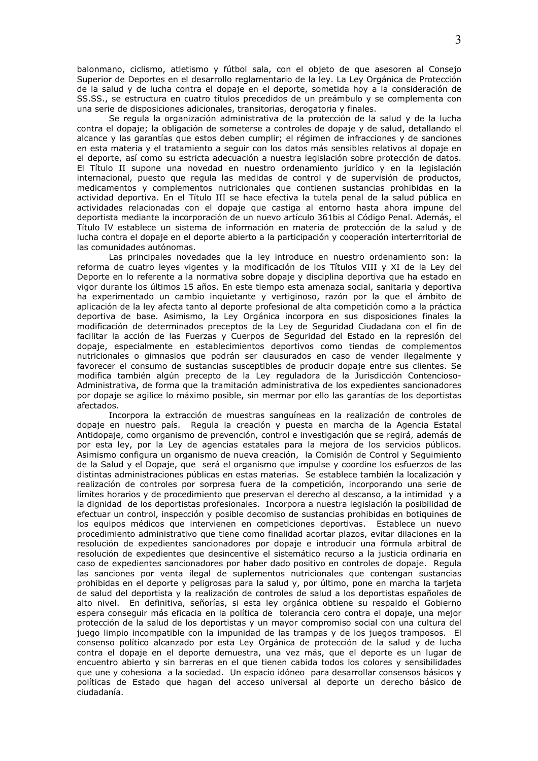balonmano, ciclismo, atletismo y fútbol sala, con el objeto de que asesoren al Consejo Superior de Deportes en el desarrollo reglamentario de la ley. La Ley Orgánica de Protección de la salud y de lucha contra el dopaje en el deporte, sometida hoy a la consideración de SS.SS., se estructura en cuatro títulos precedidos de un preámbulo y se complementa con una serie de disposiciones adicionales, transitorias, derogatoria y finales.

Se regula la organización administrativa de la protección de la salud y de la lucha contra el dopaje; la obligación de someterse a controles de dopaje y de salud, detallando el alcance y las garantías que estos deben cumplir; el régimen de infracciones y de sanciones en esta materia y el tratamiento a seguir con los datos más sensibles relativos al dopaje en el deporte, así como su estricta adecuación a nuestra legislación sobre protección de datos. El Título II supone una novedad en nuestro ordenamiento jurídico y en la legislación internacional, puesto que regula las medidas de control y de supervisión de productos, medicamentos y complementos nutricionales que contienen sustancias prohibidas en la actividad deportiva. En el Título III se hace efectiva la tutela penal de la salud pública en actividades relacionadas con el dopaje que castiga al entorno hasta ahora impune del deportista mediante la incorporación de un nuevo artículo 361bis al Código Penal. Además, el Título IV establece un sistema de información en materia de protección de la salud y de lucha contra el dopaje en el deporte abierto a la participación y cooperación interterritorial de las comunidades autónomas.

Las principales novedades que la ley introduce en nuestro ordenamiento son: la reforma de cuatro leyes vigentes y la modificación de los Títulos VIII y XI de la Ley del Deporte en lo referente a la normativa sobre dopaje y disciplina deportiva que ha estado en vigor durante los últimos 15 años. En este tiempo esta amenaza social, sanitaria y deportiva ha experimentado un cambio inquietante y vertiginoso, razón por la que el ámbito de aplicación de la ley afecta tanto al deporte profesional de alta competición como a la práctica deportiva de base. Asimismo, la Ley Orgánica incorpora en sus disposiciones finales la modificación de determinados preceptos de la Ley de Seguridad Ciudadana con el fin de facilitar la acción de las Fuerzas y Cuerpos de Seguridad del Estado en la represión del dopaje, especialmente en establecimientos deportivos como tiendas de complementos nutricionales o gimnasios que podrán ser clausurados en caso de vender ilegalmente y favorecer el consumo de sustancias susceptibles de producir dopaje entre sus clientes. Se modifica también algún precepto de la Ley reguladora de la Jurisdicción Contencioso-Administrativa, de forma que la tramitación administrativa de los expedientes sancionadores por dopaje se agilice lo máximo posible, sin mermar por ello las garantías de los deportistas afectados.

Incorpora la extracción de muestras sanguíneas en la realización de controles de dopaje en nuestro país. Regula la creación y puesta en marcha de la Agencia Estatal Antidopaje, como organismo de prevención, control e investigación que se regirá, además de por esta ley, por la Ley de agencias estatales para la mejora de los servicios públicos. Asimismo configura un organismo de nueva creación, la Comisión de Control y Seguimiento de la Salud y el Dopaje, que será el organismo que impulse y coordine los esfuerzos de las distintas administraciones públicas en estas materias. Se establece también la localización y realización de controles por sorpresa fuera de la competición, incorporando una serie de límites horarios y de procedimiento que preservan el derecho al descanso, a la intimidad y a la dignidad de los deportistas profesionales. Incorpora a nuestra legislación la posibilidad de efectuar un control, inspección y posible decomiso de sustancias prohibidas en botiquines de los equipos médicos que intervienen en competiciones deportivas. Establece un nuevo procedimiento administrativo que tiene como finalidad acortar plazos, evitar dilaciones en la resolución de expedientes sancionadores por dopaje e introducir una fórmula arbitral de resolución de expedientes que desincentive el sistemático recurso a la justicia ordinaria en caso de expedientes sancionadores por haber dado positivo en controles de dopaje. Regula las sanciones por venta ilegal de suplementos nutricionales que contengan sustancias prohibidas en el deporte y peligrosas para la salud y, por último, pone en marcha la tarjeta de salud del deportista y la realización de controles de salud a los deportistas españoles de alto nivel. En definitiva, señorías, si esta ley orgánica obtiene su respaldo el Gobierno espera conseguir más eficacia en la política de tolerancia cero contra el dopaje, una mejor protección de la salud de los deportistas y un mayor compromiso social con una cultura del juego limpio incompatible con la impunidad de las trampas y de los juegos tramposos. El consenso político alcanzado por esta Ley Orgánica de protección de la salud y de lucha contra el dopaje en el deporte demuestra, una vez más, que el deporte es un lugar de encuentro abierto y sin barreras en el que tienen cabida todos los colores y sensibilidades que une y cohesiona a la sociedad. Un espacio idóneo para desarrollar consensos básicos y políticas de Estado que hagan del acceso universal al deporte un derecho básico de ciudadanía.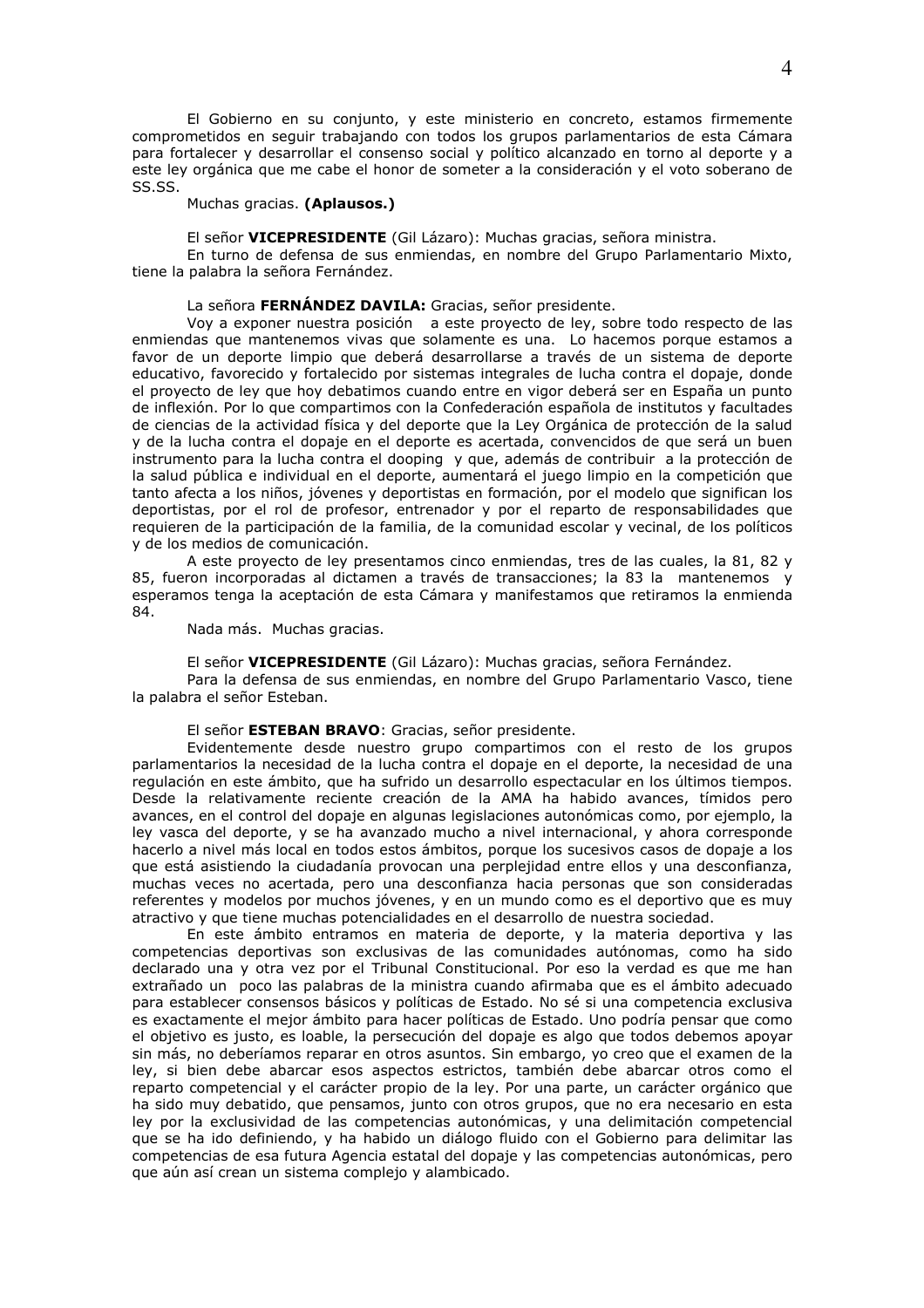El Gobierno en su conjunto, y este ministerio en concreto, estamos firmemente comprometidos en seguir trabajando con todos los grupos parlamentarios de esta Cámara para fortalecer y desarrollar el consenso social y político alcanzado en torno al deporte y a este ley orgánica que me cabe el honor de someter a la consideración y el voto soberano de SS.SS.

Muchas gracias. **(Aplausos.)**

El señor **VICEPRESIDENTE** (Gil Lázaro): Muchas gracias, señora ministra.

En turno de defensa de sus enmiendas, en nombre del Grupo Parlamentario Mixto, tiene la palabra la señora Fernández.

La señora **FERNÁNDEZ DAVILA:** Gracias, señor presidente.

Voy a exponer nuestra posición a este proyecto de ley, sobre todo respecto de las enmiendas que mantenemos vivas que solamente es una. Lo hacemos porque estamos a favor de un deporte limpio que deberá desarrollarse a través de un sistema de deporte educativo, favorecido y fortalecido por sistemas integrales de lucha contra el dopaje, donde el proyecto de ley que hoy debatimos cuando entre en vigor deberá ser en España un punto de inflexión. Por lo que compartimos con la Confederación española de institutos y facultades de ciencias de la actividad física y del deporte que la Ley Orgánica de protección de la salud y de la lucha contra el dopaje en el deporte es acertada, convencidos de que será un buen instrumento para la lucha contra el dooping y que, además de contribuir a la protección de la salud pública e individual en el deporte, aumentará el juego limpio en la competición que tanto afecta a los niños, jóvenes y deportistas en formación, por el modelo que significan los deportistas, por el rol de profesor, entrenador y por el reparto de responsabilidades que requieren de la participación de la familia, de la comunidad escolar y vecinal, de los políticos y de los medios de comunicación.

A este proyecto de ley presentamos cinco enmiendas, tres de las cuales, la 81, 82 y 85, fueron incorporadas al dictamen a través de transacciones; la 83 la mantenemos y esperamos tenga la aceptación de esta Cámara y manifestamos que retiramos la enmienda 84.

Nada más. Muchas gracias.

El señor **VICEPRESIDENTE** (Gil Lázaro): Muchas gracias, señora Fernández.

Para la defensa de sus enmiendas, en nombre del Grupo Parlamentario Vasco, tiene la palabra el señor Esteban.

El señor **ESTEBAN BRAVO**: Gracias, señor presidente.

Evidentemente desde nuestro grupo compartimos con el resto de los grupos parlamentarios la necesidad de la lucha contra el dopaje en el deporte, la necesidad de una regulación en este ámbito, que ha sufrido un desarrollo espectacular en los últimos tiempos. Desde la relativamente reciente creación de la AMA ha habido avances, tímidos pero avances, en el control del dopaje en algunas legislaciones autonómicas como, por ejemplo, la ley vasca del deporte, y se ha avanzado mucho a nivel internacional, y ahora corresponde hacerlo a nivel más local en todos estos ámbitos, porque los sucesivos casos de dopaje a los que está asistiendo la ciudadanía provocan una perplejidad entre ellos y una desconfianza, muchas veces no acertada, pero una desconfianza hacia personas que son consideradas referentes y modelos por muchos jóvenes, y en un mundo como es el deportivo que es muy atractivo y que tiene muchas potencialidades en el desarrollo de nuestra sociedad.

En este ámbito entramos en materia de deporte, y la materia deportiva y las competencias deportivas son exclusivas de las comunidades autónomas, como ha sido declarado una y otra vez por el Tribunal Constitucional. Por eso la verdad es que me han extrañado un poco las palabras de la ministra cuando afirmaba que es el ámbito adecuado para establecer consensos básicos y políticas de Estado. No sé si una competencia exclusiva es exactamente el mejor ámbito para hacer políticas de Estado. Uno podría pensar que como el objetivo es justo, es loable, la persecución del dopaje es algo que todos debemos apoyar sin más, no deberíamos reparar en otros asuntos. Sin embargo, yo creo que el examen de la ley, si bien debe abarcar esos aspectos estrictos, también debe abarcar otros como el reparto competencial y el carácter propio de la ley. Por una parte, un carácter orgánico que ha sido muy debatido, que pensamos, junto con otros grupos, que no era necesario en esta ley por la exclusividad de las competencias autonómicas, y una delimitación competencial que se ha ido definiendo, y ha habido un diálogo fluido con el Gobierno para delimitar las competencias de esa futura Agencia estatal del dopaje y las competencias autonómicas, pero que aún así crean un sistema complejo y alambicado.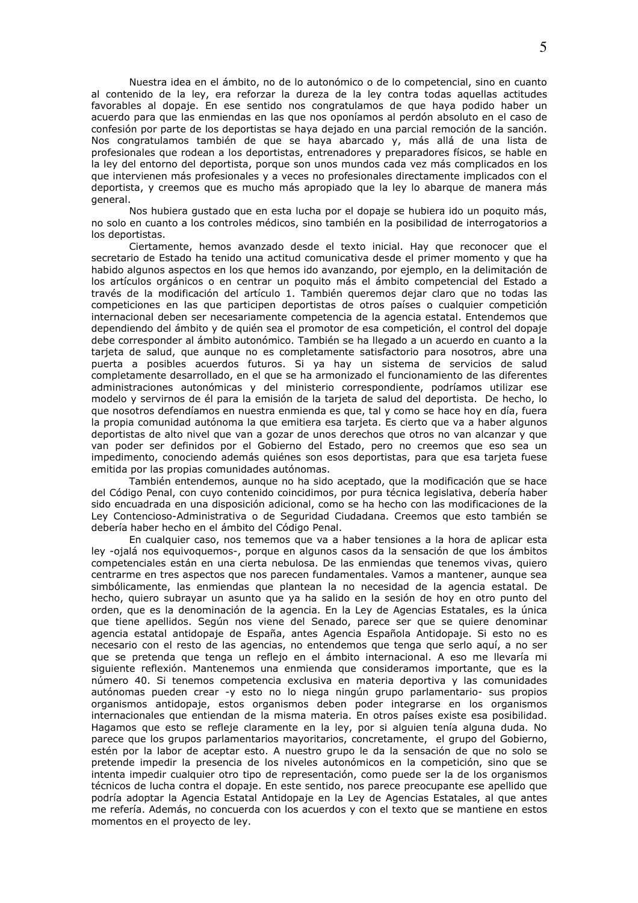Nuestra idea en el ámbito, no de lo autonómico o de lo competencial, sino en cuanto al contenido de la ley, era reforzar la dureza de la ley contra todas aquellas actitudes favorables al dopaje. En ese sentido nos congratulamos de que haya podido haber un acuerdo para que las enmiendas en las que nos oponíamos al perdón absoluto en el caso de confesión por parte de los deportistas se haya dejado en una parcial remoción de la sanción. Nos congratulamos también de que se haya abarcado y, más allá de una lista de profesionales que rodean a los deportistas, entrenadores y preparadores físicos, se hable en la ley del entorno del deportista, porque son unos mundos cada vez más complicados en los que intervienen más profesionales y a veces no profesionales directamente implicados con el deportista, y creemos que es mucho más apropiado que la ley lo abarque de manera más general.

Nos hubiera gustado que en esta lucha por el dopaje se hubiera ido un poquito más, no solo en cuanto a los controles médicos, sino también en la posibilidad de interrogatorios a los deportistas.

Ciertamente, hemos avanzado desde el texto inicial. Hay que reconocer que el secretario de Estado ha tenido una actitud comunicativa desde el primer momento y que ha habido algunos aspectos en los que hemos ido avanzando, por ejemplo, en la delimitación de los artículos orgánicos o en centrar un poquito más el ámbito competencial del Estado a través de la modificación del artículo 1. También queremos dejar claro que no todas las competiciones en las que participen deportistas de otros países o cualquier competición internacional deben ser necesariamente competencia de la agencia estatal. Entendemos que dependiendo del ámbito y de quién sea el promotor de esa competición, el control del dopaje debe corresponder al ámbito autonómico. También se ha llegado a un acuerdo en cuanto a la tarjeta de salud, que aunque no es completamente satisfactorio para nosotros, abre una puerta a posibles acuerdos futuros. Si ya hay un sistema de servicios de salud completamente desarrollado, en el que se ha armonizado el funcionamiento de las diferentes administraciones autonómicas y del ministerio correspondiente, podríamos utilizar ese modelo y servirnos de él para la emisión de la tarjeta de salud del deportista. De hecho, lo que nosotros defendíamos en nuestra enmienda es que, tal y como se hace hoy en día, fuera la propia comunidad autónoma la que emitiera esa tarjeta. Es cierto que va a haber algunos deportistas de alto nivel que van a gozar de unos derechos que otros no van alcanzar y que van poder ser definidos por el Gobierno del Estado, pero no creemos que eso sea un impedimento, conociendo además quiénes son esos deportistas, para que esa tarjeta fuese emitida por las propias comunidades autónomas.

También entendemos, aunque no ha sido aceptado, que la modificación que se hace del Código Penal, con cuyo contenido coincidimos, por pura técnica legislativa, debería haber sido encuadrada en una disposición adicional, como se ha hecho con las modificaciones de la Ley Contencioso-Administrativa o de Seguridad Ciudadana. Creemos que esto también se debería haber hecho en el ámbito del Código Penal.

En cualquier caso, nos tememos que va a haber tensiones a la hora de aplicar esta ley -ojalá nos equivoquemos-, porque en algunos casos da la sensación de que los ámbitos competenciales están en una cierta nebulosa. De las enmiendas que tenemos vivas, quiero centrarme en tres aspectos que nos parecen fundamentales. Vamos a mantener, aunque sea simbólicamente, las enmiendas que plantean la no necesidad de la agencia estatal. De hecho, quiero subrayar un asunto que ya ha salido en la sesión de hoy en otro punto del orden, que es la denominación de la agencia. En la Ley de Agencias Estatales, es la única que tiene apellidos. Según nos viene del Senado, parece ser que se quiere denominar agencia estatal antidopaje de España, antes Agencia Española Antidopaje. Si esto no es necesario con el resto de las agencias, no entendemos que tenga que serlo aquí, a no ser que se pretenda que tenga un reflejo en el ámbito internacional. A eso me llevaría mi siguiente reflexión. Mantenemos una enmienda que consideramos importante, que es la número 40. Si tenemos competencia exclusiva en materia deportiva y las comunidades autónomas pueden crear -y esto no lo niega ningún grupo parlamentario- sus propios organismos antidopaje, estos organismos deben poder integrarse en los organismos internacionales que entiendan de la misma materia. En otros países existe esa posibilidad. Hagamos que esto se refleje claramente en la ley, por si alguien tenía alguna duda. No parece que los grupos parlamentarios mayoritarios, concretamente, el grupo del Gobierno, estén por la labor de aceptar esto. A nuestro grupo le da la sensación de que no solo se pretende impedir la presencia de los niveles autonómicos en la competición, sino que se intenta impedir cualquier otro tipo de representación, como puede ser la de los organismos técnicos de lucha contra el dopaje. En este sentido, nos parece preocupante ese apellido que podría adoptar la Agencia Estatal Antidopaje en la Ley de Agencias Estatales, al que antes me refería. Además, no concuerda con los acuerdos y con el texto que se mantiene en estos momentos en el proyecto de ley.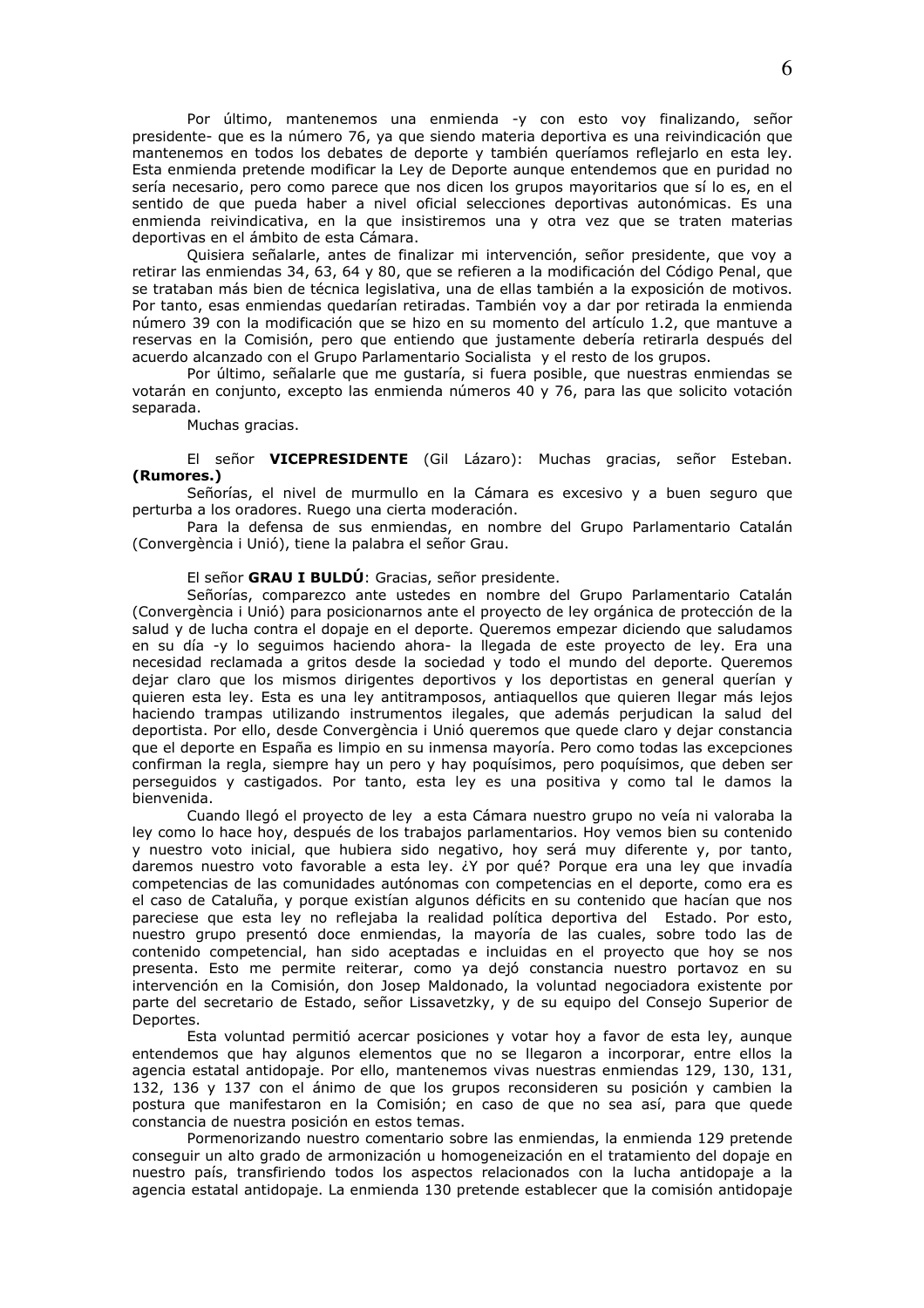Por último, mantenemos una enmienda -y con esto voy finalizando, señor presidente- que es la número 76, ya que siendo materia deportiva es una reivindicación que mantenemos en todos los debates de deporte y también queríamos reflejarlo en esta ley. Esta enmienda pretende modificar la Ley de Deporte aunque entendemos que en puridad no sería necesario, pero como parece que nos dicen los grupos mayoritarios que sí lo es, en el sentido de que pueda haber a nivel oficial selecciones deportivas autonómicas. Es una enmienda reivindicativa, en la que insistiremos una y otra vez que se traten materias deportivas en el ámbito de esta Cámara.

Quisiera señalarle, antes de finalizar mi intervención, señor presidente, que voy a retirar las enmiendas 34, 63, 64 y 80, que se refieren a la modificación del Código Penal, que se trataban más bien de técnica legislativa, una de ellas también a la exposición de motivos. Por tanto, esas enmiendas quedarían retiradas. También voy a dar por retirada la enmienda número 39 con la modificación que se hizo en su momento del artículo 1.2, que mantuve a reservas en la Comisión, pero que entiendo que justamente debería retirarla después del acuerdo alcanzado con el Grupo Parlamentario Socialista y el resto de los grupos.

Por último, señalarle que me gustaría, si fuera posible, que nuestras enmiendas se votarán en conjunto, excepto las enmienda números 40 y 76, para las que solicito votación separada.

Muchas gracias.

El señor **VICEPRESIDENTE** (Gil Lázaro): Muchas gracias, señor Esteban. **(Rumores.)**

Señorías, el nivel de murmullo en la Cámara es excesivo y a buen seguro que perturba a los oradores. Ruego una cierta moderación.

Para la defensa de sus enmiendas, en nombre del Grupo Parlamentario Catalán (Convergència i Unió), tiene la palabra el señor Grau.

El señor **GRAU I BULDÚ**: Gracias, señor presidente.

Señorías, comparezco ante ustedes en nombre del Grupo Parlamentario Catalán (Convergència i Unió) para posicionarnos ante el proyecto de ley orgánica de protección de la salud y de lucha contra el dopaje en el deporte. Queremos empezar diciendo que saludamos en su día -y lo seguimos haciendo ahora- la llegada de este proyecto de ley. Era una necesidad reclamada a gritos desde la sociedad y todo el mundo del deporte. Queremos dejar claro que los mismos dirigentes deportivos y los deportistas en general querían y quieren esta ley. Esta es una ley antitramposos, antiaquellos que quieren llegar más lejos haciendo trampas utilizando instrumentos ilegales, que además perjudican la salud del deportista. Por ello, desde Convergència i Unió queremos que quede claro y dejar constancia que el deporte en España es limpio en su inmensa mayoría. Pero como todas las excepciones confirman la regla, siempre hay un pero y hay poquísimos, pero poquísimos, que deben ser perseguidos y castigados. Por tanto, esta ley es una positiva y como tal le damos la bienvenida.

Cuando llegó el proyecto de ley a esta Cámara nuestro grupo no veía ni valoraba la ley como lo hace hoy, después de los trabajos parlamentarios. Hoy vemos bien su contenido y nuestro voto inicial, que hubiera sido negativo, hoy será muy diferente y, por tanto, daremos nuestro voto favorable a esta ley. ¿Y por qué? Porque era una ley que invadía competencias de las comunidades autónomas con competencias en el deporte, como era es el caso de Cataluña, y porque existían algunos déficits en su contenido que hacían que nos pareciese que esta ley no reflejaba la realidad política deportiva del Estado. Por esto, nuestro grupo presentó doce enmiendas, la mayoría de las cuales, sobre todo las de contenido competencial, han sido aceptadas e incluidas en el proyecto que hoy se nos presenta. Esto me permite reiterar, como ya dejó constancia nuestro portavoz en su intervención en la Comisión, don Josep Maldonado, la voluntad negociadora existente por parte del secretario de Estado, señor Lissavetzky, y de su equipo del Consejo Superior de Deportes.

Esta voluntad permitió acercar posiciones y votar hoy a favor de esta ley, aunque entendemos que hay algunos elementos que no se llegaron a incorporar, entre ellos la agencia estatal antidopaje. Por ello, mantenemos vivas nuestras enmiendas 129, 130, 131, 132, 136 y 137 con el ánimo de que los grupos reconsideren su posición y cambien la postura que manifestaron en la Comisión; en caso de que no sea así, para que quede constancia de nuestra posición en estos temas.

Pormenorizando nuestro comentario sobre las enmiendas, la enmienda 129 pretende conseguir un alto grado de armonización u homogeneización en el tratamiento del dopaje en nuestro país, transfiriendo todos los aspectos relacionados con la lucha antidopaje a la agencia estatal antidopaje. La enmienda 130 pretende establecer que la comisión antidopaje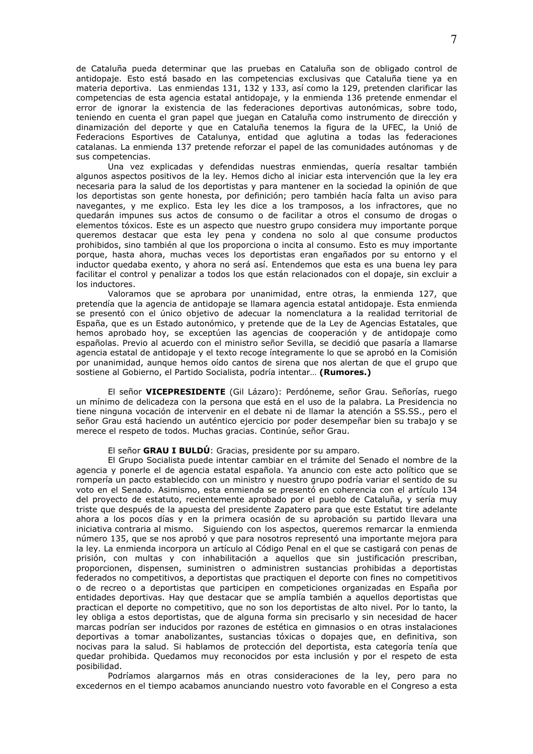de Cataluña pueda determinar que las pruebas en Cataluña son de obligado control de antidopaje. Esto está basado en las competencias exclusivas que Cataluña tiene ya en materia deportiva. Las enmiendas 131, 132 y 133, así como la 129, pretenden clarificar las competencias de esta agencia estatal antidopaje, y la enmienda 136 pretende enmendar el error de ignorar la existencia de las federaciones deportivas autonómicas, sobre todo, teniendo en cuenta el gran papel que juegan en Cataluña como instrumento de dirección y dinamización del deporte y que en Cataluña tenemos la figura de la UFEC, la Unió de Federacions Esportives de Catalunya, entidad que aglutina a todas las federaciones catalanas. La enmienda 137 pretende reforzar el papel de las comunidades autónomas y de sus competencias.

Una vez explicadas y defendidas nuestras enmiendas, quería resaltar también algunos aspectos positivos de la ley. Hemos dicho al iniciar esta intervención que la ley era necesaria para la salud de los deportistas y para mantener en la sociedad la opinión de que los deportistas son gente honesta, por definición; pero también hacía falta un aviso para navegantes, y me explico. Esta ley les dice a los tramposos, a los infractores, que no quedarán impunes sus actos de consumo o de facilitar a otros el consumo de drogas o elementos tóxicos. Este es un aspecto que nuestro grupo considera muy importante porque queremos destacar que esta ley pena y condena no solo al que consume productos prohibidos, sino también al que los proporciona o incita al consumo. Esto es muy importante porque, hasta ahora, muchas veces los deportistas eran engañados por su entorno y el inductor quedaba exento, y ahora no será así. Entendemos que esta es una buena ley para facilitar el control y penalizar a todos los que están relacionados con el dopaje, sin excluir a los inductores.

Valoramos que se aprobara por unanimidad, entre otras, la enmienda 127, que pretendía que la agencia de antidopaje se llamara agencia estatal antidopaje. Esta enmienda se presentó con el único objetivo de adecuar la nomenclatura a la realidad territorial de España, que es un Estado autonómico, y pretende que de la Ley de Agencias Estatales, que hemos aprobado hoy, se exceptúen las agencias de cooperación y de antidopaje como españolas. Previo al acuerdo con el ministro señor Sevilla, se decidió que pasaría a llamarse agencia estatal de antidopaje y el texto recoge íntegramente lo que se aprobó en la Comisión por unanimidad, aunque hemos oído cantos de sirena que nos alertan de que el grupo que sostiene al Gobierno, el Partido Socialista, podría intentar… **(Rumores.)**

El señor **VICEPRESIDENTE** (Gil Lázaro): Perdóneme, señor Grau. Señorías, ruego un mínimo de delicadeza con la persona que está en el uso de la palabra. La Presidencia no tiene ninguna vocación de intervenir en el debate ni de llamar la atención a SS.SS., pero el señor Grau está haciendo un auténtico ejercicio por poder desempeñar bien su trabajo y se merece el respeto de todos. Muchas gracias. Continúe, señor Grau.

El señor **GRAU I BULDÚ**: Gracias, presidente por su amparo.

El Grupo Socialista puede intentar cambiar en el trámite del Senado el nombre de la agencia y ponerle el de agencia estatal española. Ya anuncio con este acto político que se rompería un pacto establecido con un ministro y nuestro grupo podría variar el sentido de su voto en el Senado. Asimismo, esta enmienda se presentó en coherencia con el artículo 134 del proyecto de estatuto, recientemente aprobado por el pueblo de Cataluña, y sería muy triste que después de la apuesta del presidente Zapatero para que este Estatut tire adelante ahora a los pocos días y en la primera ocasión de su aprobación su partido llevara una iniciativa contraria al mismo. Siguiendo con los aspectos, queremos remarcar la enmienda número 135, que se nos aprobó y que para nosotros representó una importante mejora para la ley. La enmienda incorpora un artículo al Código Penal en el que se castigará con penas de prisión, con multas y con inhabilitación a aquellos que sin justificación prescriban, proporcionen, dispensen, suministren o administren sustancias prohibidas a deportistas federados no competitivos, a deportistas que practiquen el deporte con fines no competitivos o de recreo o a deportistas que participen en competiciones organizadas en España por entidades deportivas. Hay que destacar que se amplía también a aquellos deportistas que practican el deporte no competitivo, que no son los deportistas de alto nivel. Por lo tanto, la ley obliga a estos deportistas, que de alguna forma sin precisarlo y sin necesidad de hacer marcas podrían ser inducidos por razones de estética en gimnasios o en otras instalaciones deportivas a tomar anabolizantes, sustancias tóxicas o dopajes que, en definitiva, son nocivas para la salud. Si hablamos de protección del deportista, esta categoría tenía que quedar prohibida. Quedamos muy reconocidos por esta inclusión y por el respeto de esta posibilidad.

Podríamos alargarnos más en otras consideraciones de la ley, pero para no excedernos en el tiempo acabamos anunciando nuestro voto favorable en el Congreso a esta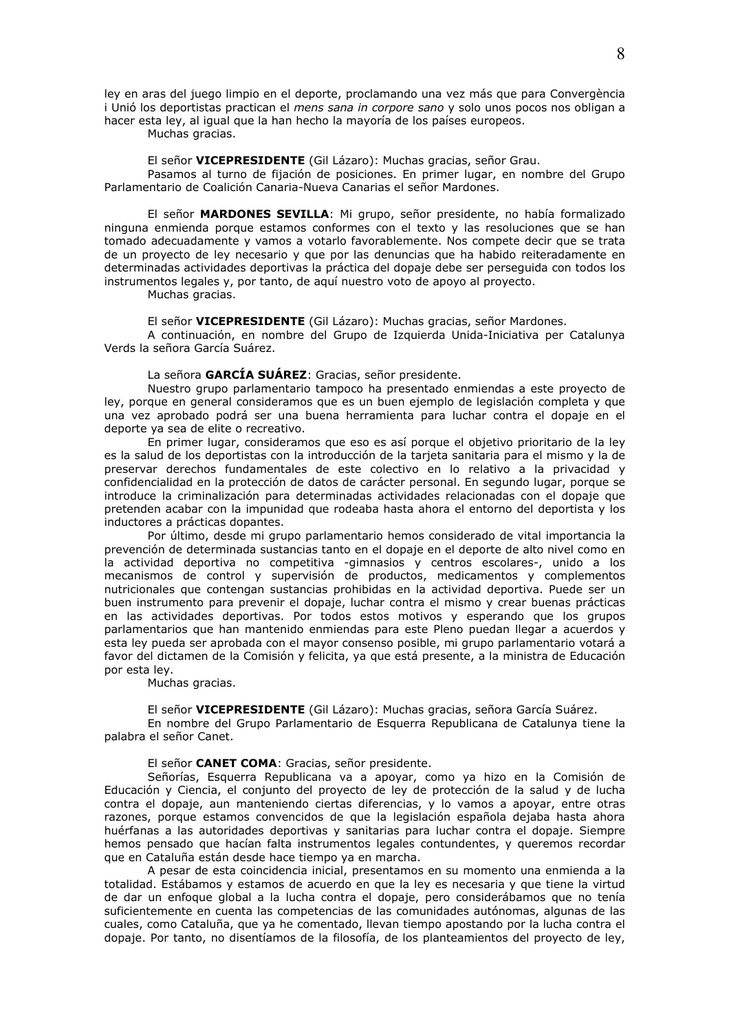ley en aras del juego limpio en el deporte, proclamando una vez más que para Convergència i Unió los deportistas practican el *mens sana in corpore sano* y solo unos pocos nos obligan a hacer esta ley, al igual que la han hecho la mayoría de los países europeos.

Muchas gracias.

El señor **VICEPRESIDENTE** (Gil Lázaro): Muchas gracias, señor Grau.

Pasamos al turno de fijación de posiciones. En primer lugar, en nombre del Grupo Parlamentario de Coalición Canaria-Nueva Canarias el señor Mardones.

El señor **MARDONES SEVILLA**: Mi grupo, señor presidente, no había formalizado ninguna enmienda porque estamos conformes con el texto y las resoluciones que se han tomado adecuadamente y vamos a votarlo favorablemente. Nos compete decir que se trata de un proyecto de ley necesario y que por las denuncias que ha habido reiteradamente en determinadas actividades deportivas la práctica del dopaje debe ser perseguida con todos los instrumentos legales y, por tanto, de aquí nuestro voto de apoyo al proyecto.

Muchas gracias.

El señor **VICEPRESIDENTE** (Gil Lázaro): Muchas gracias, señor Mardones.

A continuación, en nombre del Grupo de Izquierda Unida-Iniciativa per Catalunya Verds la señora García Suárez.

La señora **GARCÍA SUÁREZ**: Gracias, señor presidente.

Nuestro grupo parlamentario tampoco ha presentado enmiendas a este proyecto de ley, porque en general consideramos que es un buen ejemplo de legislación completa y que una vez aprobado podrá ser una buena herramienta para luchar contra el dopaje en el deporte ya sea de elite o recreativo.

En primer lugar, consideramos que eso es así porque el objetivo prioritario de la ley es la salud de los deportistas con la introducción de la tarjeta sanitaria para el mismo y la de preservar derechos fundamentales de este colectivo en lo relativo a la privacidad y confidencialidad en la protección de datos de carácter personal. En segundo lugar, porque se introduce la criminalización para determinadas actividades relacionadas con el dopaje que pretenden acabar con la impunidad que rodeaba hasta ahora el entorno del deportista y los inductores a prácticas dopantes.

Por último, desde mi grupo parlamentario hemos considerado de vital importancia la prevención de determinada sustancias tanto en el dopaje en el deporte de alto nivel como en la actividad deportiva no competitiva -gimnasios y centros escolares-, unido a los mecanismos de control y supervisión de productos, medicamentos y complementos nutricionales que contengan sustancias prohibidas en la actividad deportiva. Puede ser un buen instrumento para prevenir el dopaje, luchar contra el mismo y crear buenas prácticas en las actividades deportivas. Por todos estos motivos y esperando que los grupos parlamentarios que han mantenido enmiendas para este Pleno puedan llegar a acuerdos y esta ley pueda ser aprobada con el mayor consenso posible, mi grupo parlamentario votará a favor del dictamen de la Comisión y felicita, ya que está presente, a la ministra de Educación por esta ley.

Muchas gracias.

El señor **VICEPRESIDENTE** (Gil Lázaro): Muchas gracias, señora García Suárez.

En nombre del Grupo Parlamentario de Esquerra Republicana de Catalunya tiene la palabra el señor Canet.

El señor **CANET COMA**: Gracias, señor presidente.

Señorías, Esquerra Republicana va a apoyar, como ya hizo en la Comisión de Educación y Ciencia, el conjunto del proyecto de ley de protección de la salud y de lucha contra el dopaje, aun manteniendo ciertas diferencias, y lo vamos a apoyar, entre otras razones, porque estamos convencidos de que la legislación española dejaba hasta ahora huérfanas a las autoridades deportivas y sanitarias para luchar contra el dopaje. Siempre hemos pensado que hacían falta instrumentos legales contundentes, y queremos recordar que en Cataluña están desde hace tiempo ya en marcha.

A pesar de esta coincidencia inicial, presentamos en su momento una enmienda a la totalidad. Estábamos y estamos de acuerdo en que la ley es necesaria y que tiene la virtud de dar un enfoque global a la lucha contra el dopaje, pero considerábamos que no tenía suficientemente en cuenta las competencias de las comunidades autónomas, algunas de las cuales, como Cataluña, que ya he comentado, llevan tiempo apostando por la lucha contra el dopaje. Por tanto, no disentíamos de la filosofía, de los planteamientos del proyecto de ley,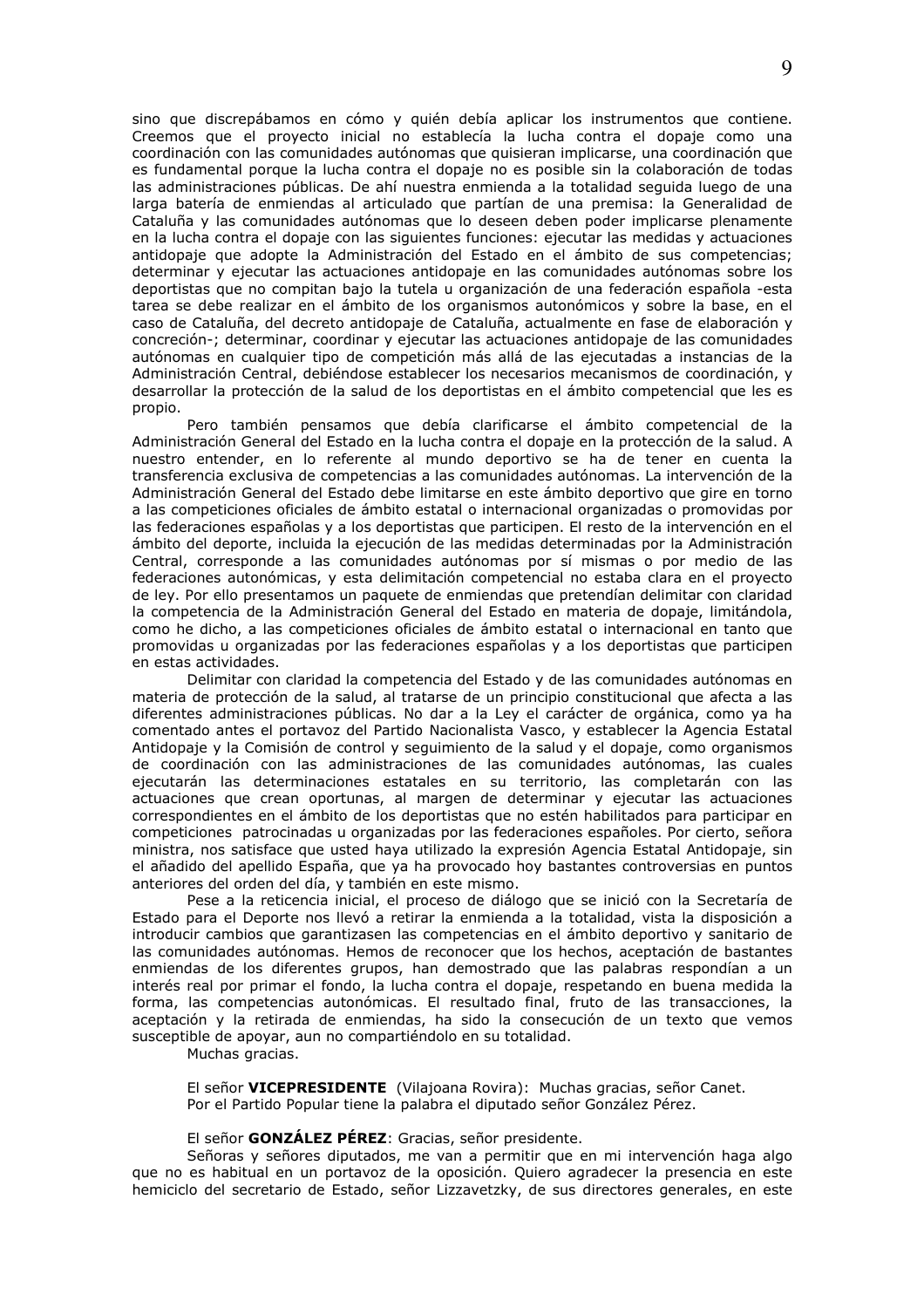sino que discrepábamos en cómo y quién debía aplicar los instrumentos que contiene. Creemos que el proyecto inicial no establecía la lucha contra el dopaje como una coordinación con las comunidades autónomas que quisieran implicarse, una coordinación que es fundamental porque la lucha contra el dopaje no es posible sin la colaboración de todas las administraciones públicas. De ahí nuestra enmienda a la totalidad seguida luego de una larga batería de enmiendas al articulado que partían de una premisa: la Generalidad de Cataluña y las comunidades autónomas que lo deseen deben poder implicarse plenamente en la lucha contra el dopaje con las siguientes funciones: ejecutar las medidas y actuaciones antidopaje que adopte la Administración del Estado en el ámbito de sus competencias; determinar y ejecutar las actuaciones antidopaje en las comunidades autónomas sobre los deportistas que no compitan bajo la tutela u organización de una federación española -esta tarea se debe realizar en el ámbito de los organismos autonómicos y sobre la base, en el caso de Cataluña, del decreto antidopaje de Cataluña, actualmente en fase de elaboración y concreción-; determinar, coordinar y ejecutar las actuaciones antidopaje de las comunidades autónomas en cualquier tipo de competición más allá de las ejecutadas a instancias de la Administración Central, debiéndose establecer los necesarios mecanismos de coordinación, y desarrollar la protección de la salud de los deportistas en el ámbito competencial que les es propio.

Pero también pensamos que debía clarificarse el ámbito competencial de la Administración General del Estado en la lucha contra el dopaje en la protección de la salud. A nuestro entender, en lo referente al mundo deportivo se ha de tener en cuenta la transferencia exclusiva de competencias a las comunidades autónomas. La intervención de la Administración General del Estado debe limitarse en este ámbito deportivo que gire en torno a las competiciones oficiales de ámbito estatal o internacional organizadas o promovidas por las federaciones españolas y a los deportistas que participen. El resto de la intervención en el ámbito del deporte, incluida la ejecución de las medidas determinadas por la Administración Central, corresponde a las comunidades autónomas por sí mismas o por medio de las federaciones autonómicas, y esta delimitación competencial no estaba clara en el proyecto de ley. Por ello presentamos un paquete de enmiendas que pretendían delimitar con claridad la competencia de la Administración General del Estado en materia de dopaje, limitándola, como he dicho, a las competiciones oficiales de ámbito estatal o internacional en tanto que promovidas u organizadas por las federaciones españolas y a los deportistas que participen en estas actividades.

Delimitar con claridad la competencia del Estado y de las comunidades autónomas en materia de protección de la salud, al tratarse de un principio constitucional que afecta a las diferentes administraciones públicas. No dar a la Ley el carácter de orgánica, como ya ha comentado antes el portavoz del Partido Nacionalista Vasco, y establecer la Agencia Estatal Antidopaje y la Comisión de control y seguimiento de la salud y el dopaje, como organismos de coordinación con las administraciones de las comunidades autónomas, las cuales ejecutarán las determinaciones estatales en su territorio, las completarán con las actuaciones que crean oportunas, al margen de determinar y ejecutar las actuaciones correspondientes en el ámbito de los deportistas que no estén habilitados para participar en competiciones patrocinadas u organizadas por las federaciones españoles. Por cierto, señora ministra, nos satisface que usted haya utilizado la expresión Agencia Estatal Antidopaje, sin el añadido del apellido España, que ya ha provocado hoy bastantes controversias en puntos anteriores del orden del día, y también en este mismo.

Pese a la reticencia inicial, el proceso de diálogo que se inició con la Secretaría de Estado para el Deporte nos llevó a retirar la enmienda a la totalidad, vista la disposición a introducir cambios que garantizasen las competencias en el ámbito deportivo y sanitario de las comunidades autónomas. Hemos de reconocer que los hechos, aceptación de bastantes enmiendas de los diferentes grupos, han demostrado que las palabras respondían a un interés real por primar el fondo, la lucha contra el dopaje, respetando en buena medida la forma, las competencias autonómicas. El resultado final, fruto de las transacciones, la aceptación y la retirada de enmiendas, ha sido la consecución de un texto que vemos susceptible de apoyar, aun no compartiéndolo en su totalidad.

Muchas gracias.

El señor **VICEPRESIDENTE** (Vilajoana Rovira): Muchas gracias, señor Canet.
Por el Partido Popular tiene la palabra el diputado señor González Pérez.

El señor **GONZÁLEZ PÉREZ**: Gracias, señor presidente.

Señoras y señores diputados, me van a permitir que en mi intervención haga algo que no es habitual en un portavoz de la oposición. Quiero agradecer la presencia en este hemiciclo del secretario de Estado, señor Lizzavetzky, de sus directores generales, en este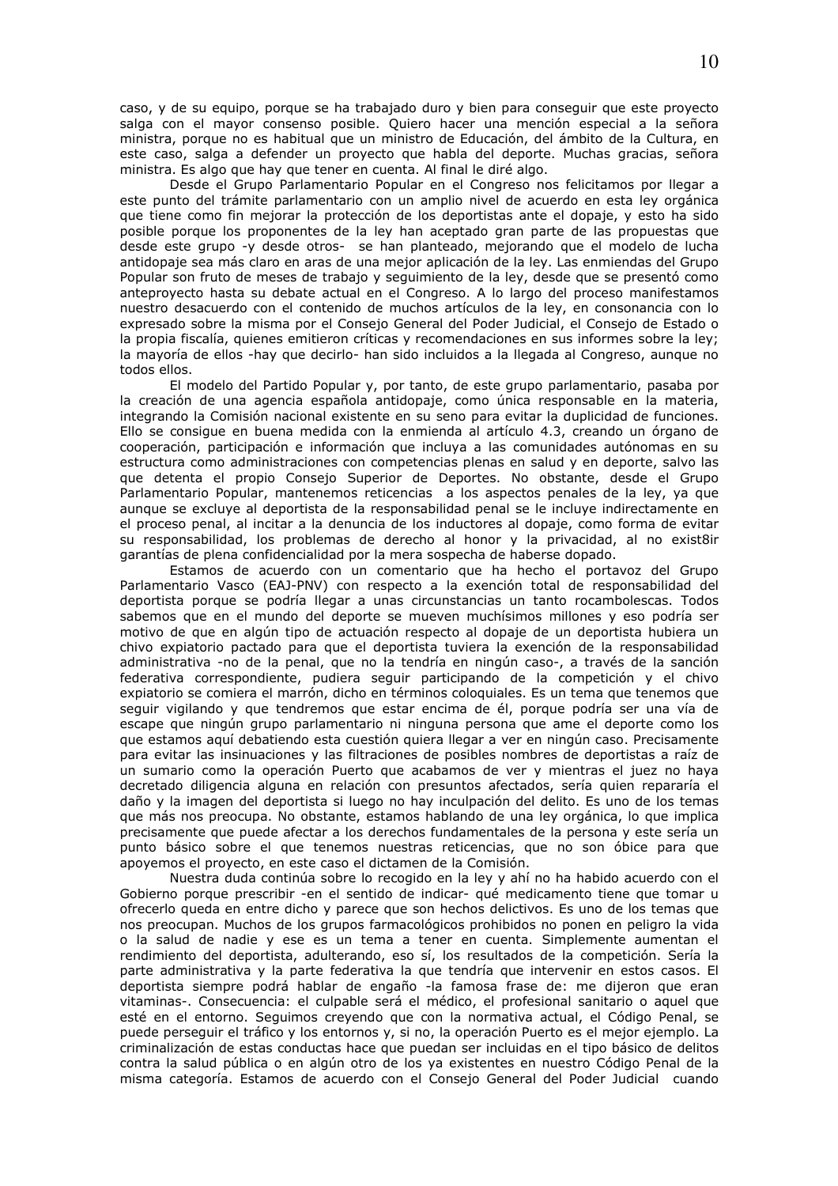caso, y de su equipo, porque se ha trabajado duro y bien para conseguir que este proyecto salga con el mayor consenso posible. Quiero hacer una mención especial a la señora ministra, porque no es habitual que un ministro de Educación, del ámbito de la Cultura, en este caso, salga a defender un proyecto que habla del deporte. Muchas gracias, señora ministra. Es algo que hay que tener en cuenta. Al final le diré algo.

Desde el Grupo Parlamentario Popular en el Congreso nos felicitamos por llegar a este punto del trámite parlamentario con un amplio nivel de acuerdo en esta ley orgánica que tiene como fin mejorar la protección de los deportistas ante el dopaje, y esto ha sido posible porque los proponentes de la ley han aceptado gran parte de las propuestas que desde este grupo -y desde otros- se han planteado, mejorando que el modelo de lucha antidopaje sea más claro en aras de una mejor aplicación de la ley. Las enmiendas del Grupo Popular son fruto de meses de trabajo y seguimiento de la ley, desde que se presentó como anteproyecto hasta su debate actual en el Congreso. A lo largo del proceso manifestamos nuestro desacuerdo con el contenido de muchos artículos de la ley, en consonancia con lo expresado sobre la misma por el Consejo General del Poder Judicial, el Consejo de Estado o la propia fiscalía, quienes emitieron críticas y recomendaciones en sus informes sobre la ley; la mayoría de ellos -hay que decirlo- han sido incluidos a la llegada al Congreso, aunque no todos ellos.

El modelo del Partido Popular y, por tanto, de este grupo parlamentario, pasaba por la creación de una agencia española antidopaje, como única responsable en la materia, integrando la Comisión nacional existente en su seno para evitar la duplicidad de funciones. Ello se consigue en buena medida con la enmienda al artículo 4.3, creando un órgano de cooperación, participación e información que incluya a las comunidades autónomas en su estructura como administraciones con competencias plenas en salud y en deporte, salvo las que detenta el propio Consejo Superior de Deportes. No obstante, desde el Grupo Parlamentario Popular, mantenemos reticencias a los aspectos penales de la ley, ya que aunque se excluye al deportista de la responsabilidad penal se le incluye indirectamente en el proceso penal, al incitar a la denuncia de los inductores al dopaje, como forma de evitar su responsabilidad, los problemas de derecho al honor y la privacidad, al no exist8ir garantías de plena confidencialidad por la mera sospecha de haberse dopado.

Estamos de acuerdo con un comentario que ha hecho el portavoz del Grupo Parlamentario Vasco (EAJ-PNV) con respecto a la exención total de responsabilidad del deportista porque se podría llegar a unas circunstancias un tanto rocambolescas. Todos sabemos que en el mundo del deporte se mueven muchísimos millones y eso podría ser motivo de que en algún tipo de actuación respecto al dopaje de un deportista hubiera un chivo expiatorio pactado para que el deportista tuviera la exención de la responsabilidad administrativa -no de la penal, que no la tendría en ningún caso-, a través de la sanción federativa correspondiente, pudiera seguir participando de la competición y el chivo expiatorio se comiera el marrón, dicho en términos coloquiales. Es un tema que tenemos que seguir vigilando y que tendremos que estar encima de él, porque podría ser una vía de escape que ningún grupo parlamentario ni ninguna persona que ame el deporte como los que estamos aquí debatiendo esta cuestión quiera llegar a ver en ningún caso. Precisamente para evitar las insinuaciones y las filtraciones de posibles nombres de deportistas a raíz de un sumario como la operación Puerto que acabamos de ver y mientras el juez no haya decretado diligencia alguna en relación con presuntos afectados, sería quien repararía el daño y la imagen del deportista si luego no hay inculpación del delito. Es uno de los temas que más nos preocupa. No obstante, estamos hablando de una ley orgánica, lo que implica precisamente que puede afectar a los derechos fundamentales de la persona y este sería un punto básico sobre el que tenemos nuestras reticencias, que no son óbice para que apoyemos el proyecto, en este caso el dictamen de la Comisión.

Nuestra duda continúa sobre lo recogido en la ley y ahí no ha habido acuerdo con el Gobierno porque prescribir -en el sentido de indicar- qué medicamento tiene que tomar u ofrecerlo queda en entre dicho y parece que son hechos delictivos. Es uno de los temas que nos preocupan. Muchos de los grupos farmacológicos prohibidos no ponen en peligro la vida o la salud de nadie y ese es un tema a tener en cuenta. Simplemente aumentan el rendimiento del deportista, adulterando, eso sí, los resultados de la competición. Sería la parte administrativa y la parte federativa la que tendría que intervenir en estos casos. El deportista siempre podrá hablar de engaño -la famosa frase de: me dijeron que eran vitaminas-. Consecuencia: el culpable será el médico, el profesional sanitario o aquel que esté en el entorno. Seguimos creyendo que con la normativa actual, el Código Penal, se puede perseguir el tráfico y los entornos y, si no, la operación Puerto es el mejor ejemplo. La criminalización de estas conductas hace que puedan ser incluidas en el tipo básico de delitos contra la salud pública o en algún otro de los ya existentes en nuestro Código Penal de la misma categoría. Estamos de acuerdo con el Consejo General del Poder Judicial cuando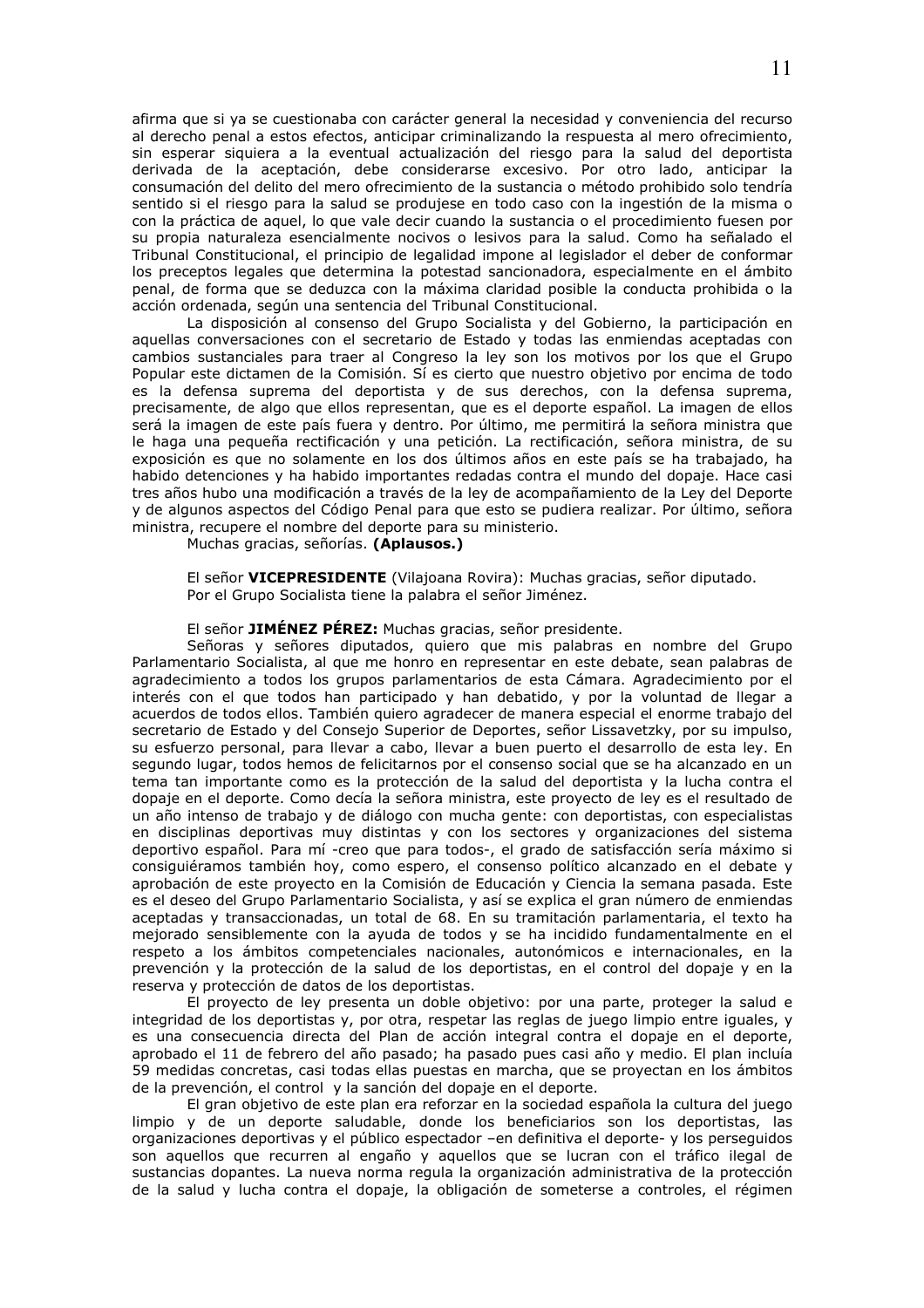afirma que si ya se cuestionaba con carácter general la necesidad y conveniencia del recurso al derecho penal a estos efectos, anticipar criminalizando la respuesta al mero ofrecimiento, sin esperar siquiera a la eventual actualización del riesgo para la salud del deportista derivada de la aceptación, debe considerarse excesivo. Por otro lado, anticipar la consumación del delito del mero ofrecimiento de la sustancia o método prohibido solo tendría sentido si el riesgo para la salud se produjese en todo caso con la ingestión de la misma o con la práctica de aquel, lo que vale decir cuando la sustancia o el procedimiento fuesen por su propia naturaleza esencialmente nocivos o lesivos para la salud. Como ha señalado el Tribunal Constitucional, el principio de legalidad impone al legislador el deber de conformar los preceptos legales que determina la potestad sancionadora, especialmente en el ámbito penal, de forma que se deduzca con la máxima claridad posible la conducta prohibida o la acción ordenada, según una sentencia del Tribunal Constitucional.

La disposición al consenso del Grupo Socialista y del Gobierno, la participación en aquellas conversaciones con el secretario de Estado y todas las enmiendas aceptadas con cambios sustanciales para traer al Congreso la ley son los motivos por los que el Grupo Popular este dictamen de la Comisión. Sí es cierto que nuestro objetivo por encima de todo es la defensa suprema del deportista y de sus derechos, con la defensa suprema, precisamente, de algo que ellos representan, que es el deporte español. La imagen de ellos será la imagen de este país fuera y dentro. Por último, me permitirá la señora ministra que le haga una pequeña rectificación y una petición. La rectificación, señora ministra, de su exposición es que no solamente en los dos últimos años en este país se ha trabajado, ha habido detenciones y ha habido importantes redadas contra el mundo del dopaje. Hace casi tres años hubo una modificación a través de la ley de acompañamiento de la Ley del Deporte y de algunos aspectos del Código Penal para que esto se pudiera realizar. Por último, señora ministra, recupere el nombre del deporte para su ministerio.

Muchas gracias, señorías. **(Aplausos.)**

El señor **VICEPRESIDENTE** (Vilajoana Rovira): Muchas gracias, señor diputado.
Por el Grupo Socialista tiene la palabra el señor Jiménez.

El señor **JIMÉNEZ PÉREZ:** Muchas gracias, señor presidente.

Señoras y señores diputados, quiero que mis palabras en nombre del Grupo Parlamentario Socialista, al que me honro en representar en este debate, sean palabras de agradecimiento a todos los grupos parlamentarios de esta Cámara. Agradecimiento por el interés con el que todos han participado y han debatido, y por la voluntad de llegar a acuerdos de todos ellos. También quiero agradecer de manera especial el enorme trabajo del secretario de Estado y del Consejo Superior de Deportes, señor Lissavetzky, por su impulso, su esfuerzo personal, para llevar a cabo, llevar a buen puerto el desarrollo de esta ley. En segundo lugar, todos hemos de felicitarnos por el consenso social que se ha alcanzado en un tema tan importante como es la protección de la salud del deportista y la lucha contra el dopaje en el deporte. Como decía la señora ministra, este proyecto de ley es el resultado de un año intenso de trabajo y de diálogo con mucha gente: con deportistas, con especialistas en disciplinas deportivas muy distintas y con los sectores y organizaciones del sistema deportivo español. Para mí -creo que para todos-, el grado de satisfacción sería máximo si consiguiéramos también hoy, como espero, el consenso político alcanzado en el debate y aprobación de este proyecto en la Comisión de Educación y Ciencia la semana pasada. Este es el deseo del Grupo Parlamentario Socialista, y así se explica el gran número de enmiendas aceptadas y transaccionadas, un total de 68. En su tramitación parlamentaria, el texto ha mejorado sensiblemente con la ayuda de todos y se ha incidido fundamentalmente en el respeto a los ámbitos competenciales nacionales, autonómicos e internacionales, en la prevención y la protección de la salud de los deportistas, en el control del dopaje y en la reserva y protección de datos de los deportistas.

El proyecto de ley presenta un doble objetivo: por una parte, proteger la salud e integridad de los deportistas y, por otra, respetar las reglas de juego limpio entre iguales, y es una consecuencia directa del Plan de acción integral contra el dopaje en el deporte, aprobado el 11 de febrero del año pasado; ha pasado pues casi año y medio. El plan incluía 59 medidas concretas, casi todas ellas puestas en marcha, que se proyectan en los ámbitos de la prevención, el control y la sanción del dopaje en el deporte.

El gran objetivo de este plan era reforzar en la sociedad española la cultura del juego limpio y de un deporte saludable, donde los beneficiarios son los deportistas, las organizaciones deportivas y el público espectador –en definitiva el deporte- y los perseguidos son aquellos que recurren al engaño y aquellos que se lucran con el tráfico ilegal de sustancias dopantes. La nueva norma regula la organización administrativa de la protección de la salud y lucha contra el dopaje, la obligación de someterse a controles, el régimen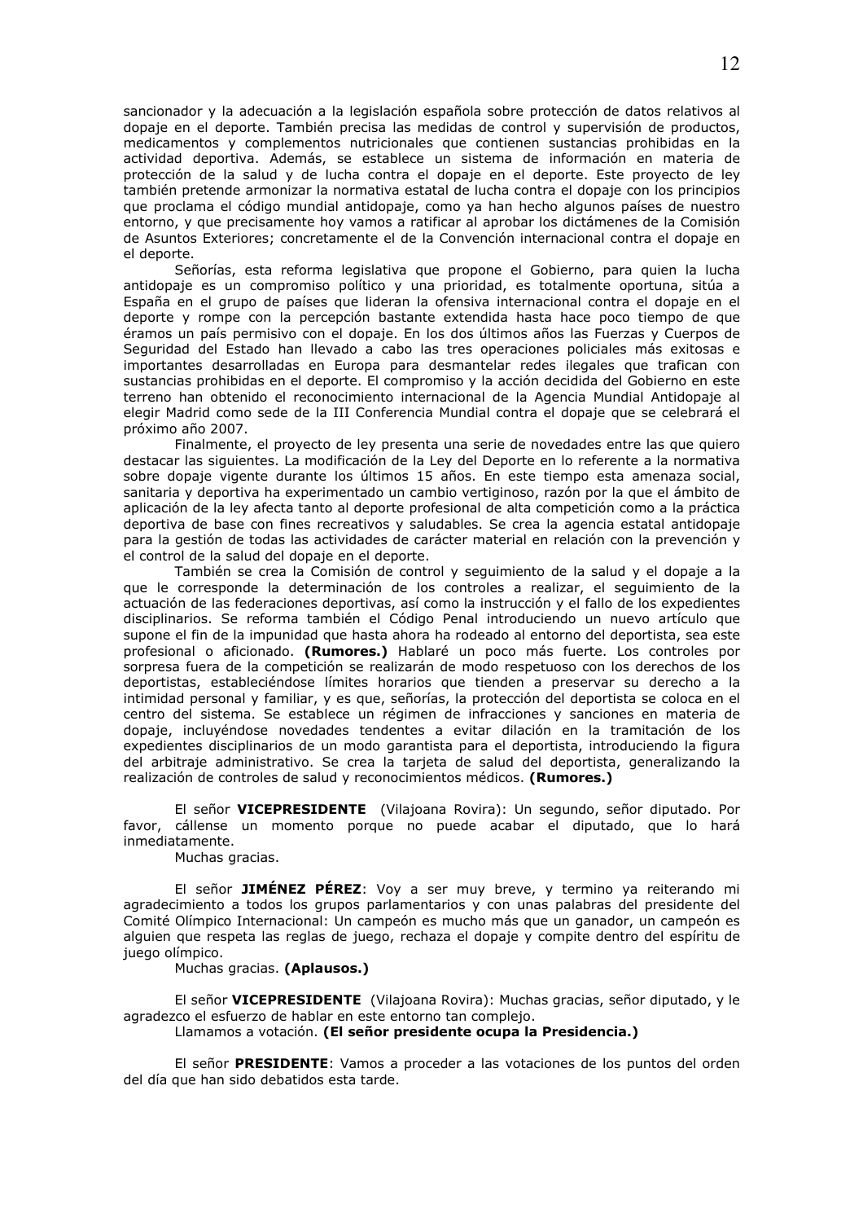sancionador y la adecuación a la legislación española sobre protección de datos relativos al dopaje en el deporte. También precisa las medidas de control y supervisión de productos, medicamentos y complementos nutricionales que contienen sustancias prohibidas en la actividad deportiva. Además, se establece un sistema de información en materia de protección de la salud y de lucha contra el dopaje en el deporte. Este proyecto de ley también pretende armonizar la normativa estatal de lucha contra el dopaje con los principios que proclama el código mundial antidopaje, como ya han hecho algunos países de nuestro entorno, y que precisamente hoy vamos a ratificar al aprobar los dictámenes de la Comisión de Asuntos Exteriores; concretamente el de la Convención internacional contra el dopaje en el deporte.

Señorías, esta reforma legislativa que propone el Gobierno, para quien la lucha antidopaje es un compromiso político y una prioridad, es totalmente oportuna, sitúa a España en el grupo de países que lideran la ofensiva internacional contra el dopaje en el deporte y rompe con la percepción bastante extendida hasta hace poco tiempo de que éramos un país permisivo con el dopaje. En los dos últimos años las Fuerzas y Cuerpos de Seguridad del Estado han llevado a cabo las tres operaciones policiales más exitosas e importantes desarrolladas en Europa para desmantelar redes ilegales que trafican con sustancias prohibidas en el deporte. El compromiso y la acción decidida del Gobierno en este terreno han obtenido el reconocimiento internacional de la Agencia Mundial Antidopaje al elegir Madrid como sede de la III Conferencia Mundial contra el dopaje que se celebrará el próximo año 2007.

Finalmente, el proyecto de ley presenta una serie de novedades entre las que quiero destacar las siguientes. La modificación de la Ley del Deporte en lo referente a la normativa sobre dopaje vigente durante los últimos 15 años. En este tiempo esta amenaza social, sanitaria y deportiva ha experimentado un cambio vertiginoso, razón por la que el ámbito de aplicación de la ley afecta tanto al deporte profesional de alta competición como a la práctica deportiva de base con fines recreativos y saludables. Se crea la agencia estatal antidopaje para la gestión de todas las actividades de carácter material en relación con la prevención y el control de la salud del dopaje en el deporte.

También se crea la Comisión de control y seguimiento de la salud y el dopaje a la que le corresponde la determinación de los controles a realizar, el seguimiento de la actuación de las federaciones deportivas, así como la instrucción y el fallo de los expedientes disciplinarios. Se reforma también el Código Penal introduciendo un nuevo artículo que supone el fin de la impunidad que hasta ahora ha rodeado al entorno del deportista, sea este profesional o aficionado. **(Rumores.)** Hablaré un poco más fuerte. Los controles por sorpresa fuera de la competición se realizarán de modo respetuoso con los derechos de los deportistas, estableciéndose límites horarios que tienden a preservar su derecho a la intimidad personal y familiar, y es que, señorías, la protección del deportista se coloca en el centro del sistema. Se establece un régimen de infracciones y sanciones en materia de dopaje, incluyéndose novedades tendentes a evitar dilación en la tramitación de los expedientes disciplinarios de un modo garantista para el deportista, introduciendo la figura del arbitraje administrativo. Se crea la tarjeta de salud del deportista, generalizando la realización de controles de salud y reconocimientos médicos. **(Rumores.)**

El señor **VICEPRESIDENTE** (Vilajoana Rovira): Un segundo, señor diputado. Por favor, cállense un momento porque no puede acabar el diputado, que lo hará inmediatamente.

Muchas gracias.

El señor **JIMÉNEZ PÉREZ**: Voy a ser muy breve, y termino ya reiterando mi agradecimiento a todos los grupos parlamentarios y con unas palabras del presidente del Comité Olímpico Internacional: Un campeón es mucho más que un ganador, un campeón es alguien que respeta las reglas de juego, rechaza el dopaje y compite dentro del espíritu de juego olímpico.

Muchas gracias. **(Aplausos.)**

El señor **VICEPRESIDENTE** (Vilajoana Rovira): Muchas gracias, señor diputado, y le agradezco el esfuerzo de hablar en este entorno tan complejo.

Llamamos a votación. **(El señor presidente ocupa la Presidencia.)**

El señor **PRESIDENTE**: Vamos a proceder a las votaciones de los puntos del orden del día que han sido debatidos esta tarde.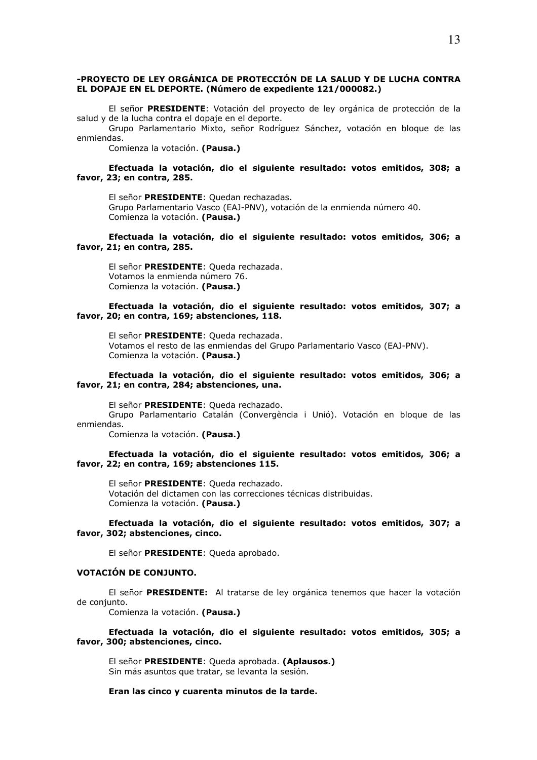**-PROYECTO DE LEY ORGÁNICA DE PROTECCIÓN DE LA SALUD Y DE LUCHA CONTRA EL DOPAJE EN EL DEPORTE. (Número de expediente 121/000082.)**

El señor **PRESIDENTE**: Votación del proyecto de ley orgánica de protección de la salud y de la lucha contra el dopaje en el deporte.

Grupo Parlamentario Mixto, señor Rodríguez Sánchez, votación en bloque de las enmiendas.

Comienza la votación. **(Pausa.)**

**Efectuada la votación, dio el siguiente resultado: votos emitidos, 308; a favor, 23; en contra, 285.**

El señor **PRESIDENTE**: Quedan rechazadas.

Grupo Parlamentario Vasco (EAJ-PNV), votación de la enmienda número 40.

Comienza la votación. **(Pausa.)**

**Efectuada la votación, dio el siguiente resultado: votos emitidos, 306; a favor, 21; en contra, 285.**

El señor **PRESIDENTE**: Queda rechazada.

Votamos la enmienda número 76.

Comienza la votación. **(Pausa.)**

**Efectuada la votación, dio el siguiente resultado: votos emitidos, 307; a favor, 20; en contra, 169; abstenciones, 118.**

El señor **PRESIDENTE**: Queda rechazada.

Votamos el resto de las enmiendas del Grupo Parlamentario Vasco (EAJ-PNV).

Comienza la votación. **(Pausa.)**

**Efectuada la votación, dio el siguiente resultado: votos emitidos, 306; a favor, 21; en contra, 284; abstenciones, una.**

El señor **PRESIDENTE**: Queda rechazado.

Grupo Parlamentario Catalán (Convergència i Unió). Votación en bloque de las enmiendas.

Comienza la votación. **(Pausa.)**

**Efectuada la votación, dio el siguiente resultado: votos emitidos, 306; a favor, 22; en contra, 169; abstenciones 115.**

El señor **PRESIDENTE**: Queda rechazado.

Votación del dictamen con las correcciones técnicas distribuidas.

Comienza la votación. **(Pausa.)**

**Efectuada la votación, dio el siguiente resultado: votos emitidos, 307; a favor, 302; abstenciones, cinco.**

El señor **PRESIDENTE**: Queda aprobado.

**VOTACIÓN DE CONJUNTO.**

El señor **PRESIDENTE:** Al tratarse de ley orgánica tenemos que hacer la votación de conjunto.

Comienza la votación. **(Pausa.)**

**Efectuada la votación, dio el siguiente resultado: votos emitidos, 305; a favor, 300; abstenciones, cinco.**

El señor **PRESIDENTE**: Queda aprobada. **(Aplausos.)**

Sin más asuntos que tratar, se levanta la sesión.

**Eran las cinco y cuarenta minutos de la tarde.**